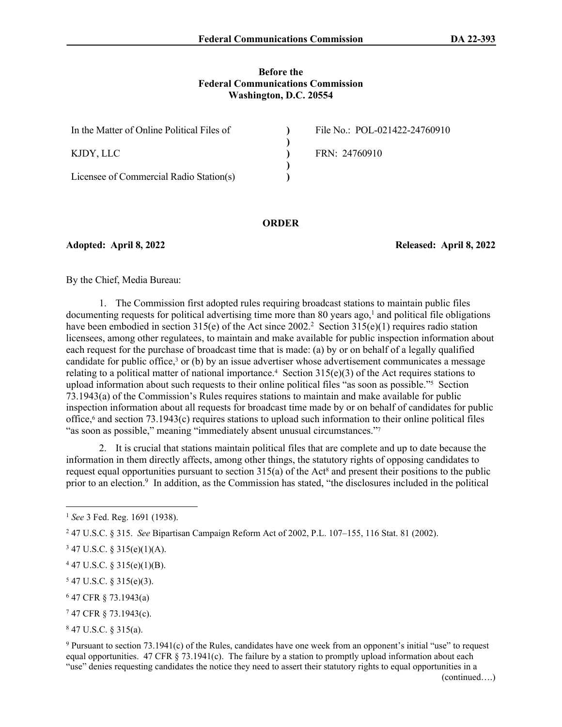**Before the**
**Federal Communications Commission**
**Washington, D.C. 20554**

| | | |
|---|---|---|
| In the Matter of Online Political Files of | ) | File No.: POL-021422-24760910 |
| | ) | |
| KJDY, LLC | ) | FRN: 24760910 |
| | ) | |
| Licensee of Commercial Radio Station(s) | ) | |

## ORDER

**Adopted: April 8, 2022** **Released: April 8, 2022**

By the Chief, Media Bureau:

1. The Commission first adopted rules requiring broadcast stations to maintain public files documenting requests for political advertising time more than 80 years ago,[1] and political file obligations have been embodied in section 315(e) of the Act since 2002.[2] Section 315(e)(1) requires radio station licensees, among other regulatees, to maintain and make available for public inspection information about each request for the purchase of broadcast time that is made: (a) by or on behalf of a legally qualified candidate for public office,[3] or (b) by an issue advertiser whose advertisement communicates a message relating to a political matter of national importance.[4] Section 315(e)(3) of the Act requires stations to upload information about such requests to their online political files "as soon as possible."[5] Section 73.1943(a) of the Commission's Rules requires stations to maintain and make available for public inspection information about all requests for broadcast time made by or on behalf of candidates for public office,[6] and section 73.1943(c) requires stations to upload such information to their online political files "as soon as possible," meaning "immediately absent unusual circumstances."[7]

2. It is crucial that stations maintain political files that are complete and up to date because the information in them directly affects, among other things, the statutory rights of opposing candidates to request equal opportunities pursuant to section 315(a) of the Act[8] and present their positions to the public prior to an election.[9] In addition, as the Commission has stated, "the disclosures included in the political

---

[1] *See* 3 Fed. Reg. 1691 (1938).

[2] 47 U.S.C. § 315. *See* Bipartisan Campaign Reform Act of 2002, P.L. 107–155, 116 Stat. 81 (2002).

[3] 47 U.S.C. § 315(e)(1)(A).

[4] 47 U.S.C. § 315(e)(1)(B).

[5] 47 U.S.C. § 315(e)(3).

[6] 47 CFR § 73.1943(a)

[7] 47 CFR § 73.1943(c).

[8] 47 U.S.C. § 315(a).

[9] Pursuant to section 73.1941(c) of the Rules, candidates have one week from an opponent's initial "use" to request equal opportunities. 47 CFR § 73.1941(c). The failure by a station to promptly upload information about each "use" denies requesting candidates the notice they need to assert their statutory rights to equal opportunities in a

(continued….)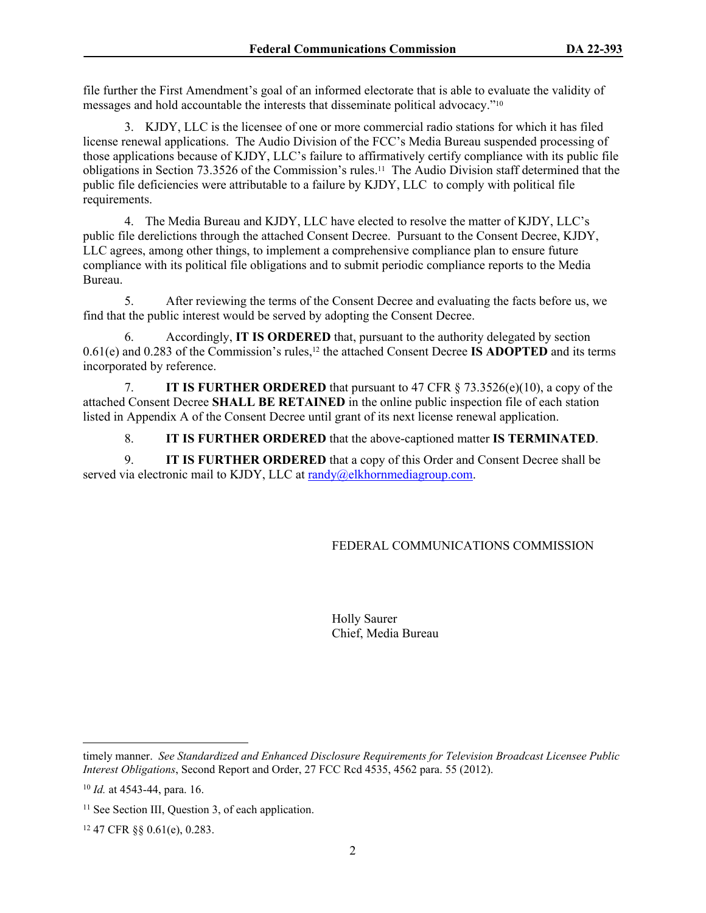file further the First Amendment's goal of an informed electorate that is able to evaluate the validity of messages and hold accountable the interests that disseminate political advocacy."[10]

3. KJDY, LLC is the licensee of one or more commercial radio stations for which it has filed license renewal applications. The Audio Division of the FCC's Media Bureau suspended processing of those applications because of KJDY, LLC's failure to affirmatively certify compliance with its public file obligations in Section 73.3526 of the Commission's rules.[11] The Audio Division staff determined that the public file deficiencies were attributable to a failure by KJDY, LLC to comply with political file requirements.

4. The Media Bureau and KJDY, LLC have elected to resolve the matter of KJDY, LLC's public file derelictions through the attached Consent Decree. Pursuant to the Consent Decree, KJDY, LLC agrees, among other things, to implement a comprehensive compliance plan to ensure future compliance with its political file obligations and to submit periodic compliance reports to the Media Bureau.

5. After reviewing the terms of the Consent Decree and evaluating the facts before us, we find that the public interest would be served by adopting the Consent Decree.

6. Accordingly, **IT IS ORDERED** that, pursuant to the authority delegated by section 0.61(e) and 0.283 of the Commission's rules,[12] the attached Consent Decree **IS ADOPTED** and its terms incorporated by reference.

7. **IT IS FURTHER ORDERED** that pursuant to 47 CFR § 73.3526(e)(10), a copy of the attached Consent Decree **SHALL BE RETAINED** in the online public inspection file of each station listed in Appendix A of the Consent Decree until grant of its next license renewal application.

8. **IT IS FURTHER ORDERED** that the above-captioned matter **IS TERMINATED**.

9. **IT IS FURTHER ORDERED** that a copy of this Order and Consent Decree shall be served via electronic mail to KJDY, LLC at randy@elkhornmediagroup.com.

FEDERAL COMMUNICATIONS COMMISSION

Holly Saurer
Chief, Media Bureau

---

timely manner. *See Standardized and Enhanced Disclosure Requirements for Television Broadcast Licensee Public Interest Obligations*, Second Report and Order, 27 FCC Rcd 4535, 4562 para. 55 (2012).

[10] *Id.* at 4543-44, para. 16.

[11] See Section III, Question 3, of each application.

[12] 47 CFR §§ 0.61(e), 0.283.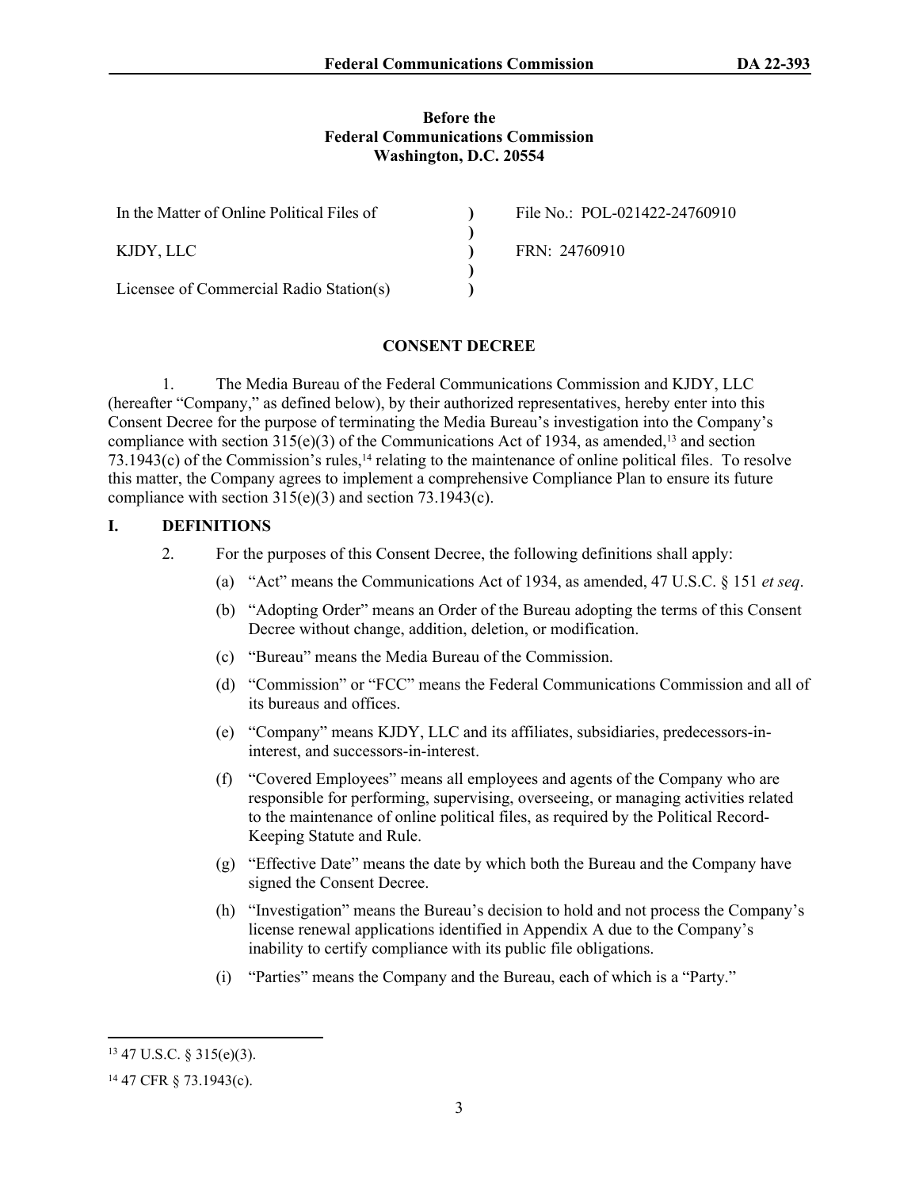**Before the**
**Federal Communications Commission**
**Washington, D.C. 20554**

| | | |
|---|---|---|
| In the Matter of Online Political Files of | ) | File No.: POL-021422-24760910 |
| | ) | |
| KJDY, LLC | ) | FRN: 24760910 |
| | ) | |
| Licensee of Commercial Radio Station(s) | ) | |

## CONSENT DECREE

1. The Media Bureau of the Federal Communications Commission and KJDY, LLC (hereafter "Company," as defined below), by their authorized representatives, hereby enter into this Consent Decree for the purpose of terminating the Media Bureau's investigation into the Company's compliance with section 315(e)(3) of the Communications Act of 1934, as amended,[13] and section 73.1943(c) of the Commission's rules,[14] relating to the maintenance of online political files. To resolve this matter, the Company agrees to implement a comprehensive Compliance Plan to ensure its future compliance with section 315(e)(3) and section 73.1943(c).

## I. DEFINITIONS

2. For the purposes of this Consent Decree, the following definitions shall apply:

   (a) "Act" means the Communications Act of 1934, as amended, 47 U.S.C. § 151 *et seq*.

   (b) "Adopting Order" means an Order of the Bureau adopting the terms of this Consent Decree without change, addition, deletion, or modification.

   (c) "Bureau" means the Media Bureau of the Commission.

   (d) "Commission" or "FCC" means the Federal Communications Commission and all of its bureaus and offices.

   (e) "Company" means KJDY, LLC and its affiliates, subsidiaries, predecessors-in-interest, and successors-in-interest.

   (f) "Covered Employees" means all employees and agents of the Company who are responsible for performing, supervising, overseeing, or managing activities related to the maintenance of online political files, as required by the Political Record-Keeping Statute and Rule.

   (g) "Effective Date" means the date by which both the Bureau and the Company have signed the Consent Decree.

   (h) "Investigation" means the Bureau's decision to hold and not process the Company's license renewal applications identified in Appendix A due to the Company's inability to certify compliance with its public file obligations.

   (i) "Parties" means the Company and the Bureau, each of which is a "Party."

---

[13] 47 U.S.C. § 315(e)(3).

[14] 47 CFR § 73.1943(c).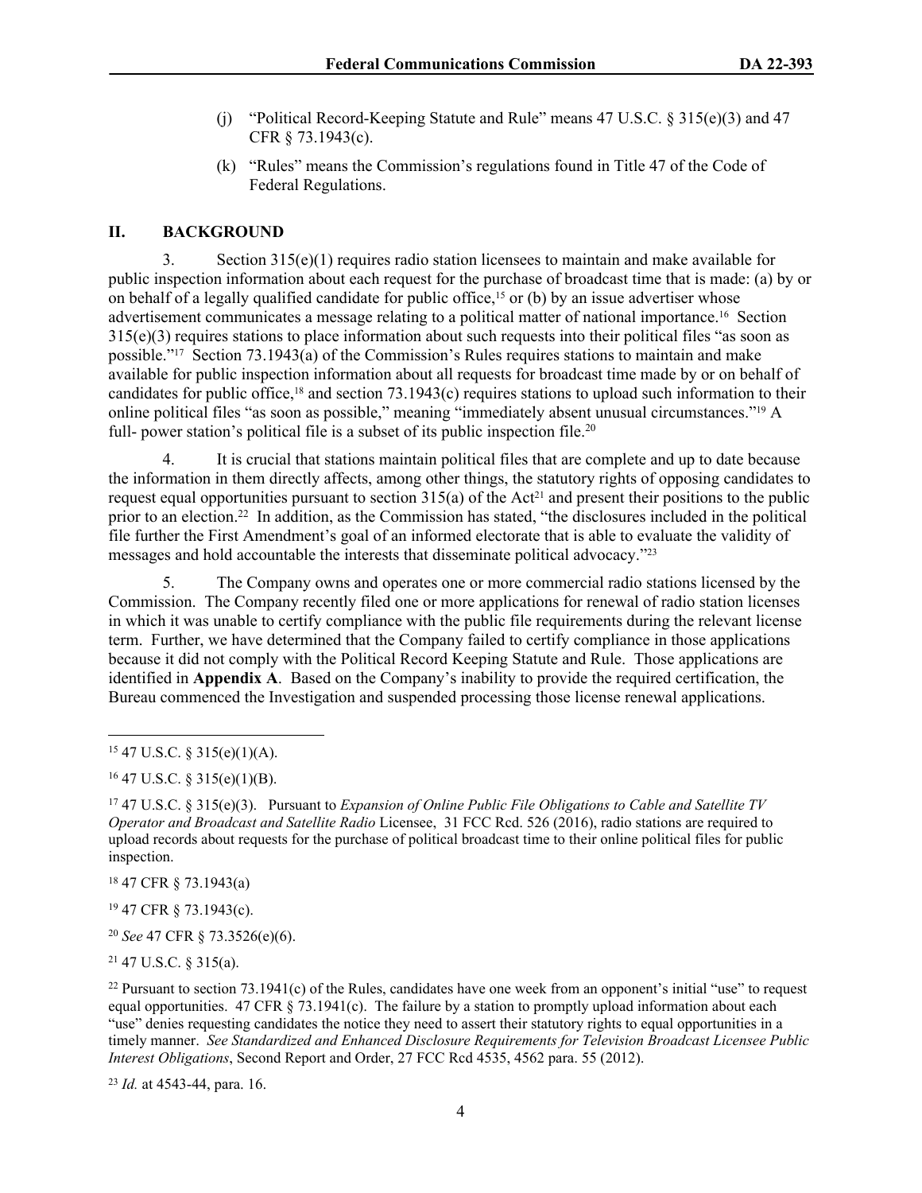(j) "Political Record-Keeping Statute and Rule" means 47 U.S.C. § 315(e)(3) and 47 CFR § 73.1943(c).

(k) "Rules" means the Commission's regulations found in Title 47 of the Code of Federal Regulations.

## II. BACKGROUND

3. Section 315(e)(1) requires radio station licensees to maintain and make available for public inspection information about each request for the purchase of broadcast time that is made: (a) by or on behalf of a legally qualified candidate for public office,[15] or (b) by an issue advertiser whose advertisement communicates a message relating to a political matter of national importance.[16] Section 315(e)(3) requires stations to place information about such requests into their political files "as soon as possible."[17] Section 73.1943(a) of the Commission's Rules requires stations to maintain and make available for public inspection information about all requests for broadcast time made by or on behalf of candidates for public office,[18] and section 73.1943(c) requires stations to upload such information to their online political files "as soon as possible," meaning "immediately absent unusual circumstances."[19] A full- power station's political file is a subset of its public inspection file.[20]

4. It is crucial that stations maintain political files that are complete and up to date because the information in them directly affects, among other things, the statutory rights of opposing candidates to request equal opportunities pursuant to section 315(a) of the Act[21] and present their positions to the public prior to an election.[22] In addition, as the Commission has stated, "the disclosures included in the political file further the First Amendment's goal of an informed electorate that is able to evaluate the validity of messages and hold accountable the interests that disseminate political advocacy."[23]

5. The Company owns and operates one or more commercial radio stations licensed by the Commission. The Company recently filed one or more applications for renewal of radio station licenses in which it was unable to certify compliance with the public file requirements during the relevant license term. Further, we have determined that the Company failed to certify compliance in those applications because it did not comply with the Political Record Keeping Statute and Rule. Those applications are identified in **Appendix A**. Based on the Company's inability to provide the required certification, the Bureau commenced the Investigation and suspended processing those license renewal applications.

---

[15] 47 U.S.C. § 315(e)(1)(A).

[16] 47 U.S.C. § 315(e)(1)(B).

[17] 47 U.S.C. § 315(e)(3). Pursuant to *Expansion of Online Public File Obligations to Cable and Satellite TV Operator and Broadcast and Satellite Radio* Licensee, 31 FCC Rcd. 526 (2016), radio stations are required to upload records about requests for the purchase of political broadcast time to their online political files for public inspection.

[18] 47 CFR § 73.1943(a)

[19] 47 CFR § 73.1943(c).

[20] *See* 47 CFR § 73.3526(e)(6).

[21] 47 U.S.C. § 315(a).

[22] Pursuant to section 73.1941(c) of the Rules, candidates have one week from an opponent's initial "use" to request equal opportunities. 47 CFR § 73.1941(c). The failure by a station to promptly upload information about each "use" denies requesting candidates the notice they need to assert their statutory rights to equal opportunities in a timely manner. *See Standardized and Enhanced Disclosure Requirements for Television Broadcast Licensee Public Interest Obligations*, Second Report and Order, 27 FCC Rcd 4535, 4562 para. 55 (2012).

[23] *Id.* at 4543-44, para. 16.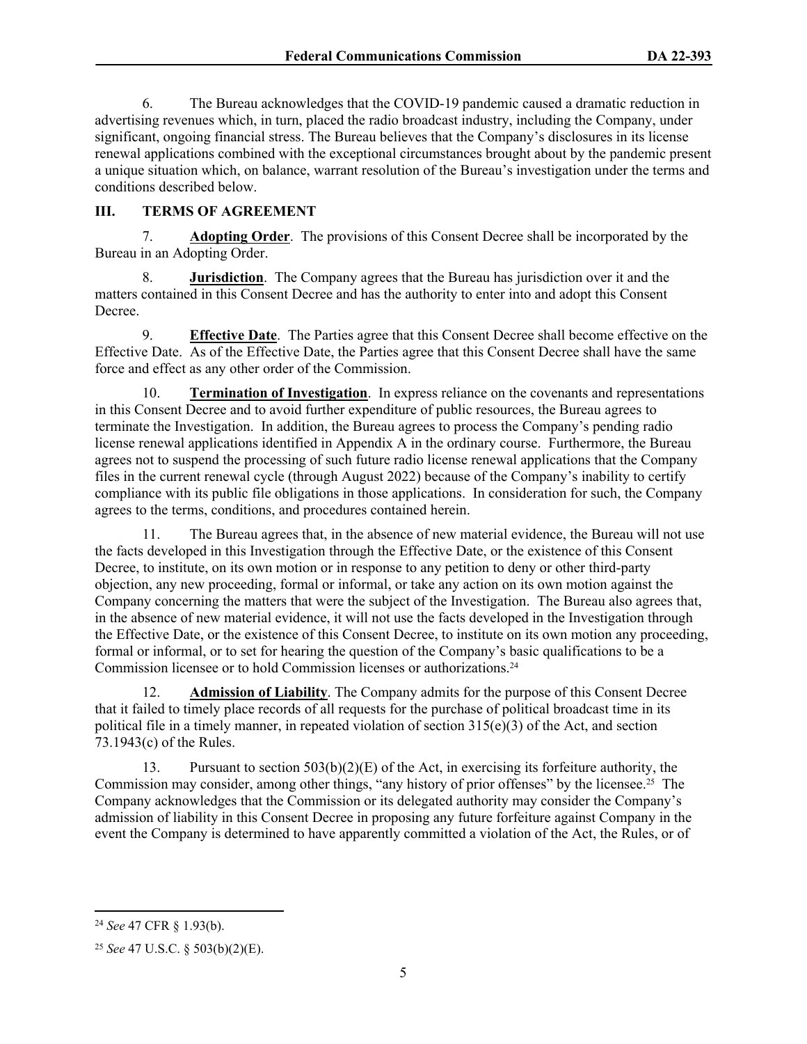6. The Bureau acknowledges that the COVID-19 pandemic caused a dramatic reduction in advertising revenues which, in turn, placed the radio broadcast industry, including the Company, under significant, ongoing financial stress. The Bureau believes that the Company's disclosures in its license renewal applications combined with the exceptional circumstances brought about by the pandemic present a unique situation which, on balance, warrant resolution of the Bureau's investigation under the terms and conditions described below.

## III. TERMS OF AGREEMENT

7. **Adopting Order**. The provisions of this Consent Decree shall be incorporated by the Bureau in an Adopting Order.

8. **Jurisdiction**. The Company agrees that the Bureau has jurisdiction over it and the matters contained in this Consent Decree and has the authority to enter into and adopt this Consent Decree.

9. **Effective Date**. The Parties agree that this Consent Decree shall become effective on the Effective Date. As of the Effective Date, the Parties agree that this Consent Decree shall have the same force and effect as any other order of the Commission.

10. **Termination of Investigation**. In express reliance on the covenants and representations in this Consent Decree and to avoid further expenditure of public resources, the Bureau agrees to terminate the Investigation. In addition, the Bureau agrees to process the Company's pending radio license renewal applications identified in Appendix A in the ordinary course. Furthermore, the Bureau agrees not to suspend the processing of such future radio license renewal applications that the Company files in the current renewal cycle (through August 2022) because of the Company's inability to certify compliance with its public file obligations in those applications. In consideration for such, the Company agrees to the terms, conditions, and procedures contained herein.

11. The Bureau agrees that, in the absence of new material evidence, the Bureau will not use the facts developed in this Investigation through the Effective Date, or the existence of this Consent Decree, to institute, on its own motion or in response to any petition to deny or other third-party objection, any new proceeding, formal or informal, or take any action on its own motion against the Company concerning the matters that were the subject of the Investigation. The Bureau also agrees that, in the absence of new material evidence, it will not use the facts developed in the Investigation through the Effective Date, or the existence of this Consent Decree, to institute on its own motion any proceeding, formal or informal, or to set for hearing the question of the Company's basic qualifications to be a Commission licensee or to hold Commission licenses or authorizations.[24]

12. **Admission of Liability**. The Company admits for the purpose of this Consent Decree that it failed to timely place records of all requests for the purchase of political broadcast time in its political file in a timely manner, in repeated violation of section 315(e)(3) of the Act, and section 73.1943(c) of the Rules.

13. Pursuant to section 503(b)(2)(E) of the Act, in exercising its forfeiture authority, the Commission may consider, among other things, "any history of prior offenses" by the licensee.[25] The Company acknowledges that the Commission or its delegated authority may consider the Company's admission of liability in this Consent Decree in proposing any future forfeiture against Company in the event the Company is determined to have apparently committed a violation of the Act, the Rules, or of

---

[24] *See* 47 CFR § 1.93(b).

[25] *See* 47 U.S.C. § 503(b)(2)(E).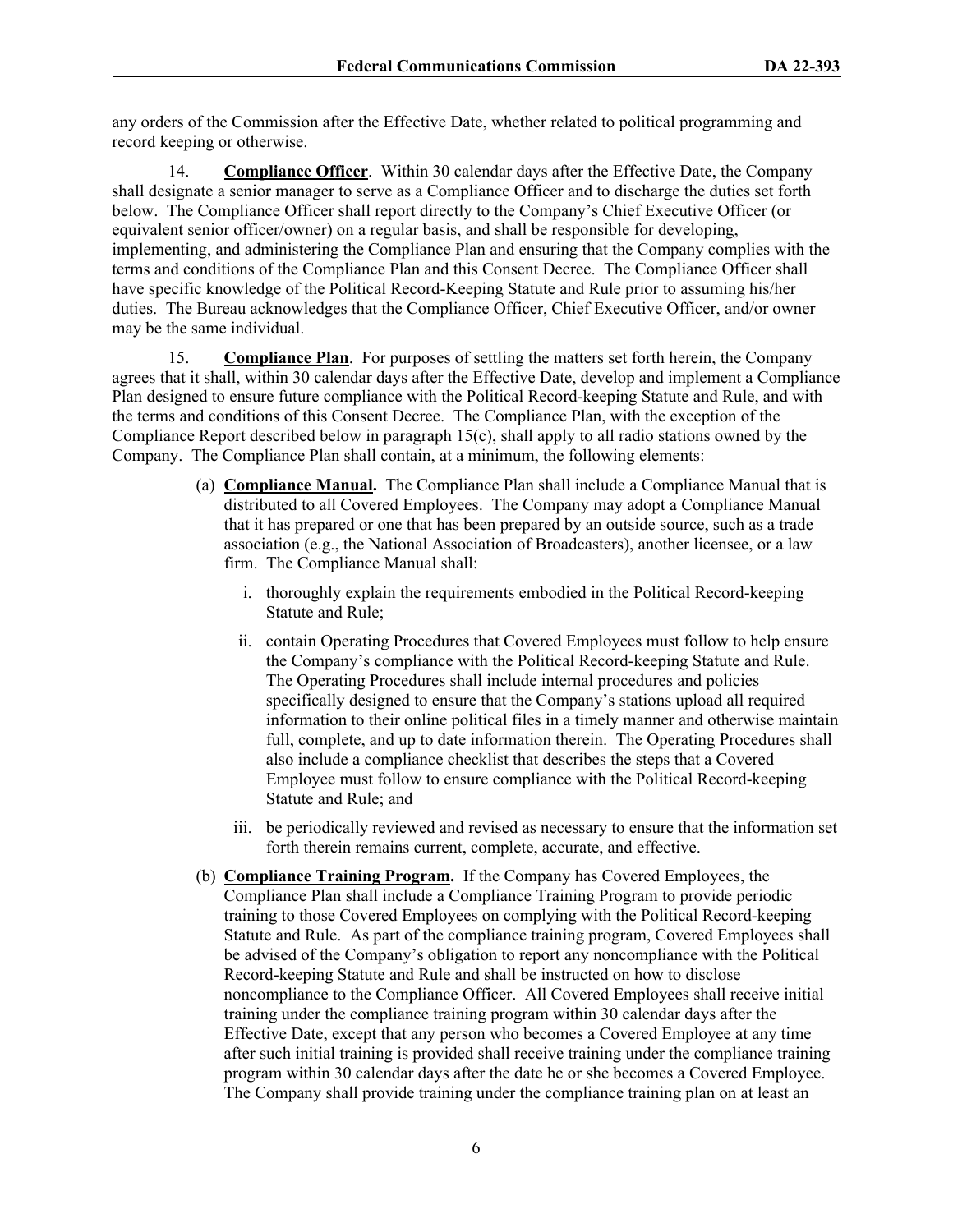any orders of the Commission after the Effective Date, whether related to political programming and record keeping or otherwise.

14. **Compliance Officer**. Within 30 calendar days after the Effective Date, the Company shall designate a senior manager to serve as a Compliance Officer and to discharge the duties set forth below. The Compliance Officer shall report directly to the Company's Chief Executive Officer (or equivalent senior officer/owner) on a regular basis, and shall be responsible for developing, implementing, and administering the Compliance Plan and ensuring that the Company complies with the terms and conditions of the Compliance Plan and this Consent Decree. The Compliance Officer shall have specific knowledge of the Political Record-Keeping Statute and Rule prior to assuming his/her duties. The Bureau acknowledges that the Compliance Officer, Chief Executive Officer, and/or owner may be the same individual.

15. **Compliance Plan**. For purposes of settling the matters set forth herein, the Company agrees that it shall, within 30 calendar days after the Effective Date, develop and implement a Compliance Plan designed to ensure future compliance with the Political Record-keeping Statute and Rule, and with the terms and conditions of this Consent Decree. The Compliance Plan, with the exception of the Compliance Report described below in paragraph 15(c), shall apply to all radio stations owned by the Company. The Compliance Plan shall contain, at a minimum, the following elements:

(a) **Compliance Manual.** The Compliance Plan shall include a Compliance Manual that is distributed to all Covered Employees. The Company may adopt a Compliance Manual that it has prepared or one that has been prepared by an outside source, such as a trade association (e.g., the National Association of Broadcasters), another licensee, or a law firm. The Compliance Manual shall:

  i. thoroughly explain the requirements embodied in the Political Record-keeping Statute and Rule;

  ii. contain Operating Procedures that Covered Employees must follow to help ensure the Company's compliance with the Political Record-keeping Statute and Rule. The Operating Procedures shall include internal procedures and policies specifically designed to ensure that the Company's stations upload all required information to their online political files in a timely manner and otherwise maintain full, complete, and up to date information therein. The Operating Procedures shall also include a compliance checklist that describes the steps that a Covered Employee must follow to ensure compliance with the Political Record-keeping Statute and Rule; and

  iii. be periodically reviewed and revised as necessary to ensure that the information set forth therein remains current, complete, accurate, and effective.

(b) **Compliance Training Program.** If the Company has Covered Employees, the Compliance Plan shall include a Compliance Training Program to provide periodic training to those Covered Employees on complying with the Political Record-keeping Statute and Rule. As part of the compliance training program, Covered Employees shall be advised of the Company's obligation to report any noncompliance with the Political Record-keeping Statute and Rule and shall be instructed on how to disclose noncompliance to the Compliance Officer. All Covered Employees shall receive initial training under the compliance training program within 30 calendar days after the Effective Date, except that any person who becomes a Covered Employee at any time after such initial training is provided shall receive training under the compliance training program within 30 calendar days after the date he or she becomes a Covered Employee. The Company shall provide training under the compliance training plan on at least an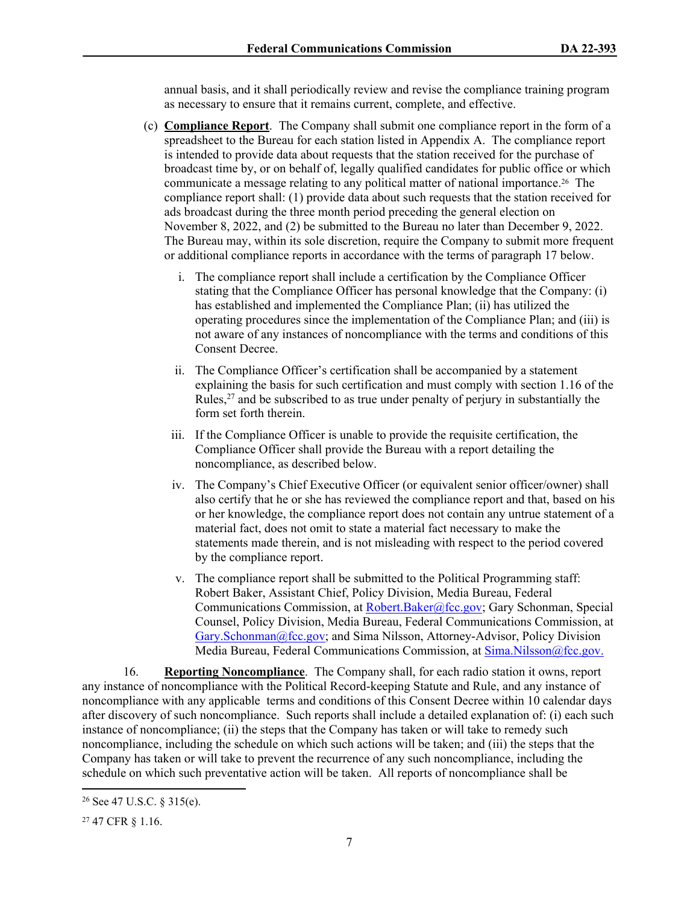annual basis, and it shall periodically review and revise the compliance training program as necessary to ensure that it remains current, complete, and effective.

(c) **Compliance Report**. The Company shall submit one compliance report in the form of a spreadsheet to the Bureau for each station listed in Appendix A. The compliance report is intended to provide data about requests that the station received for the purchase of broadcast time by, or on behalf of, legally qualified candidates for public office or which communicate a message relating to any political matter of national importance.[26] The compliance report shall: (1) provide data about such requests that the station received for ads broadcast during the three month period preceding the general election on November 8, 2022, and (2) be submitted to the Bureau no later than December 9, 2022. The Bureau may, within its sole discretion, require the Company to submit more frequent or additional compliance reports in accordance with the terms of paragraph 17 below.

i. The compliance report shall include a certification by the Compliance Officer stating that the Compliance Officer has personal knowledge that the Company: (i) has established and implemented the Compliance Plan; (ii) has utilized the operating procedures since the implementation of the Compliance Plan; and (iii) is not aware of any instances of noncompliance with the terms and conditions of this Consent Decree.

ii. The Compliance Officer's certification shall be accompanied by a statement explaining the basis for such certification and must comply with section 1.16 of the Rules,[27] and be subscribed to as true under penalty of perjury in substantially the form set forth therein.

iii. If the Compliance Officer is unable to provide the requisite certification, the Compliance Officer shall provide the Bureau with a report detailing the noncompliance, as described below.

iv. The Company's Chief Executive Officer (or equivalent senior officer/owner) shall also certify that he or she has reviewed the compliance report and that, based on his or her knowledge, the compliance report does not contain any untrue statement of a material fact, does not omit to state a material fact necessary to make the statements made therein, and is not misleading with respect to the period covered by the compliance report.

v. The compliance report shall be submitted to the Political Programming staff: Robert Baker, Assistant Chief, Policy Division, Media Bureau, Federal Communications Commission, at Robert.Baker@fcc.gov; Gary Schonman, Special Counsel, Policy Division, Media Bureau, Federal Communications Commission, at Gary.Schonman@fcc.gov; and Sima Nilsson, Attorney-Advisor, Policy Division Media Bureau, Federal Communications Commission, at Sima.Nilsson@fcc.gov.

16. **Reporting Noncompliance**. The Company shall, for each radio station it owns, report any instance of noncompliance with the Political Record-keeping Statute and Rule, and any instance of noncompliance with any applicable terms and conditions of this Consent Decree within 10 calendar days after discovery of such noncompliance. Such reports shall include a detailed explanation of: (i) each such instance of noncompliance; (ii) the steps that the Company has taken or will take to remedy such noncompliance, including the schedule on which such actions will be taken; and (iii) the steps that the Company has taken or will take to prevent the recurrence of any such noncompliance, including the schedule on which such preventative action will be taken. All reports of noncompliance shall be

---

[26] See 47 U.S.C. § 315(e).

[27] 47 CFR § 1.16.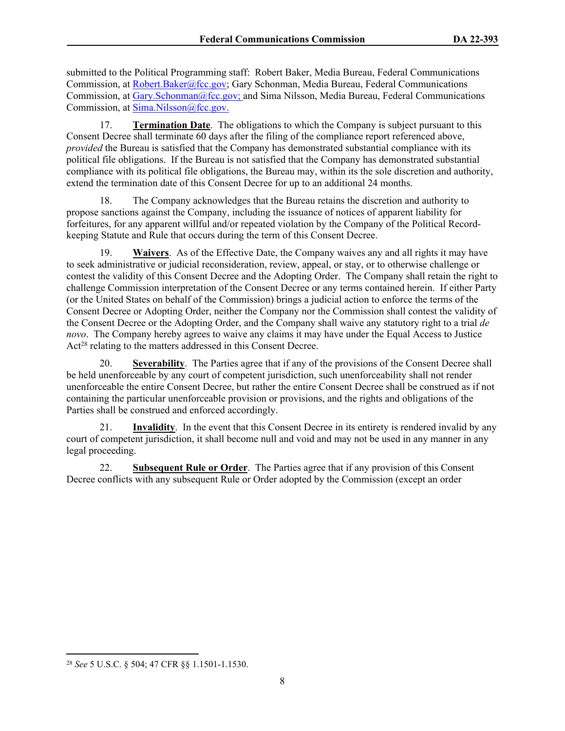submitted to the Political Programming staff: Robert Baker, Media Bureau, Federal Communications Commission, at Robert.Baker@fcc.gov; Gary Schonman, Media Bureau, Federal Communications Commission, at Gary.Schonman@fcc.gov; and Sima Nilsson, Media Bureau, Federal Communications Commission, at Sima.Nilsson@fcc.gov.

17. **Termination Date**. The obligations to which the Company is subject pursuant to this Consent Decree shall terminate 60 days after the filing of the compliance report referenced above, *provided* the Bureau is satisfied that the Company has demonstrated substantial compliance with its political file obligations. If the Bureau is not satisfied that the Company has demonstrated substantial compliance with its political file obligations, the Bureau may, within its the sole discretion and authority, extend the termination date of this Consent Decree for up to an additional 24 months.

18. The Company acknowledges that the Bureau retains the discretion and authority to propose sanctions against the Company, including the issuance of notices of apparent liability for forfeitures, for any apparent willful and/or repeated violation by the Company of the Political Record-keeping Statute and Rule that occurs during the term of this Consent Decree.

19. **Waivers**. As of the Effective Date, the Company waives any and all rights it may have to seek administrative or judicial reconsideration, review, appeal, or stay, or to otherwise challenge or contest the validity of this Consent Decree and the Adopting Order. The Company shall retain the right to challenge Commission interpretation of the Consent Decree or any terms contained herein. If either Party (or the United States on behalf of the Commission) brings a judicial action to enforce the terms of the Consent Decree or Adopting Order, neither the Company nor the Commission shall contest the validity of the Consent Decree or the Adopting Order, and the Company shall waive any statutory right to a trial *de novo*. The Company hereby agrees to waive any claims it may have under the Equal Access to Justice Act[28] relating to the matters addressed in this Consent Decree.

20. **Severability**. The Parties agree that if any of the provisions of the Consent Decree shall be held unenforceable by any court of competent jurisdiction, such unenforceability shall not render unenforceable the entire Consent Decree, but rather the entire Consent Decree shall be construed as if not containing the particular unenforceable provision or provisions, and the rights and obligations of the Parties shall be construed and enforced accordingly.

21. **Invalidity**. In the event that this Consent Decree in its entirety is rendered invalid by any court of competent jurisdiction, it shall become null and void and may not be used in any manner in any legal proceeding.

22. **Subsequent Rule or Order**. The Parties agree that if any provision of this Consent Decree conflicts with any subsequent Rule or Order adopted by the Commission (except an order

---

[28] *See* 5 U.S.C. § 504; 47 CFR §§ 1.1501-1.1530.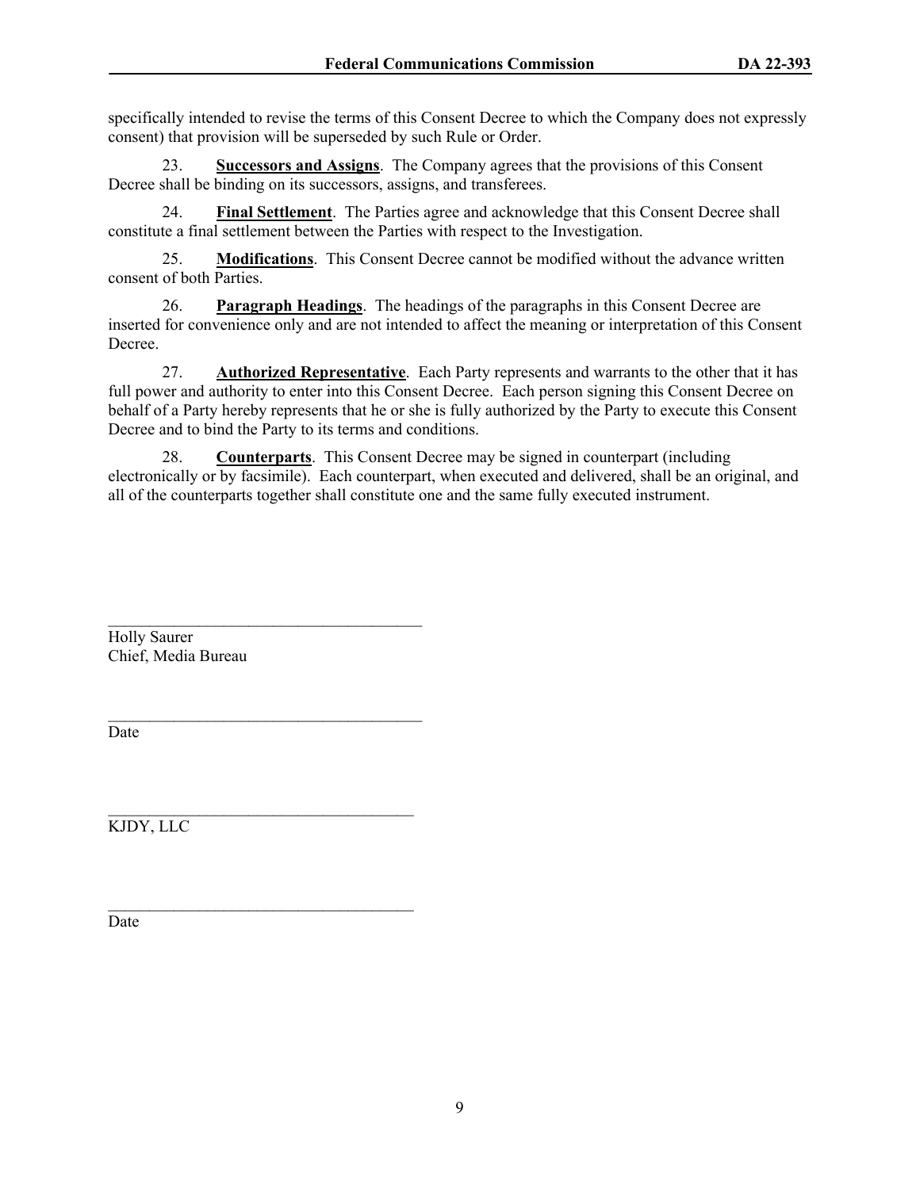specifically intended to revise the terms of this Consent Decree to which the Company does not expressly consent) that provision will be superseded by such Rule or Order.

23. **Successors and Assigns**. The Company agrees that the provisions of this Consent Decree shall be binding on its successors, assigns, and transferees.

24. **Final Settlement**. The Parties agree and acknowledge that this Consent Decree shall constitute a final settlement between the Parties with respect to the Investigation.

25. **Modifications**. This Consent Decree cannot be modified without the advance written consent of both Parties.

26. **Paragraph Headings**. The headings of the paragraphs in this Consent Decree are inserted for convenience only and are not intended to affect the meaning or interpretation of this Consent Decree.

27. **Authorized Representative**. Each Party represents and warrants to the other that it has full power and authority to enter into this Consent Decree. Each person signing this Consent Decree on behalf of a Party hereby represents that he or she is fully authorized by the Party to execute this Consent Decree and to bind the Party to its terms and conditions.

28. **Counterparts**. This Consent Decree may be signed in counterpart (including electronically or by facsimile). Each counterpart, when executed and delivered, shall be an original, and all of the counterparts together shall constitute one and the same fully executed instrument.

\_\_\_\_\_\_\_\_\_\_\_\_\_\_\_\_\_\_\_\_\_\_\_\_\_\_\_\_\_\_\_\_\_\_\_\_\_\_

Holly Saurer
Chief, Media Bureau

\_\_\_\_\_\_\_\_\_\_\_\_\_\_\_\_\_\_\_\_\_\_\_\_\_\_\_\_\_\_\_\_\_\_\_\_\_\_

Date

\_\_\_\_\_\_\_\_\_\_\_\_\_\_\_\_\_\_\_\_\_\_\_\_\_\_\_\_\_\_\_\_\_\_\_\_\_\_

KJDY, LLC

\_\_\_\_\_\_\_\_\_\_\_\_\_\_\_\_\_\_\_\_\_\_\_\_\_\_\_\_\_\_\_\_\_\_\_\_\_\_

Date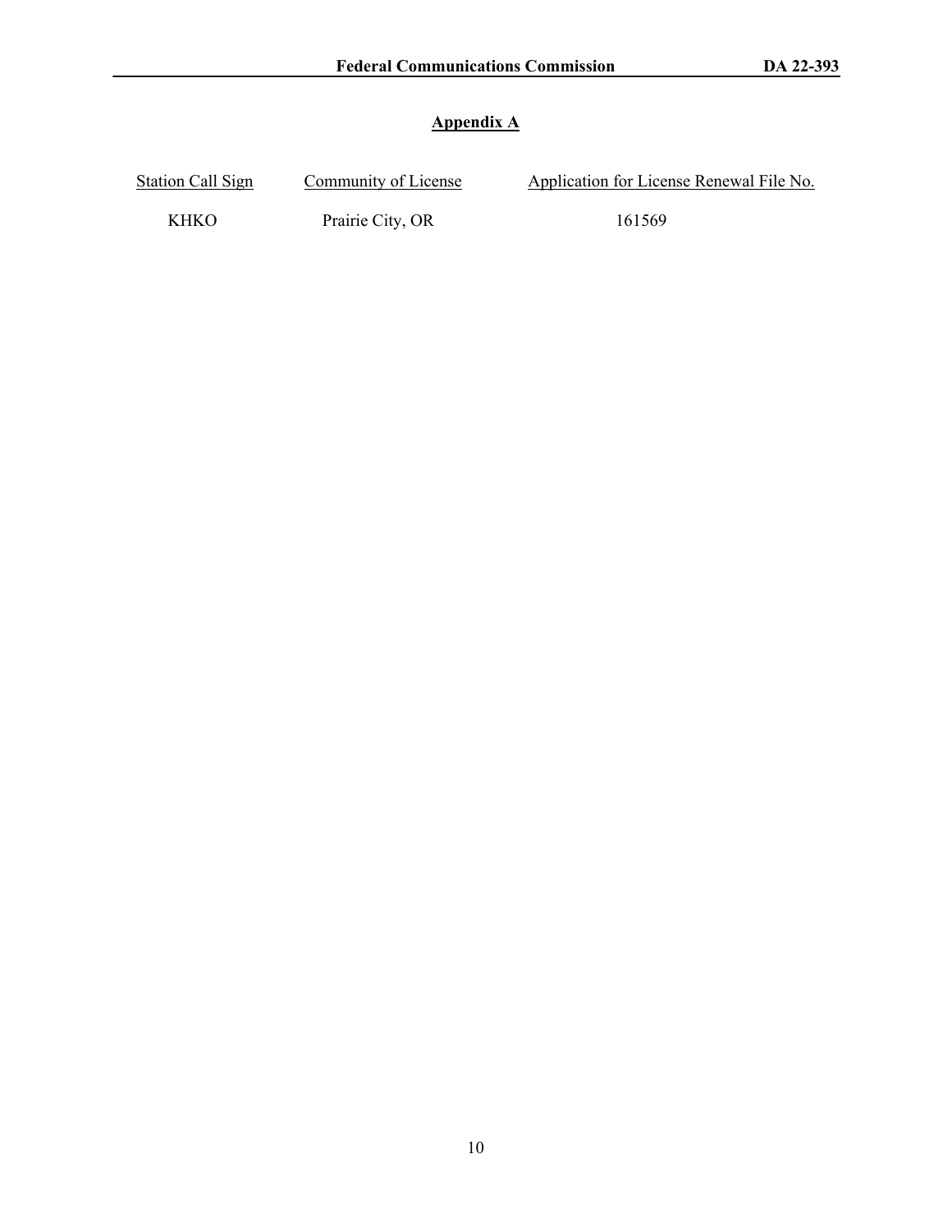## Appendix A

| Station Call Sign | Community of License | Application for License Renewal File No. |
|---|---|---|
| KHKO | Prairie City, OR | 161569 |